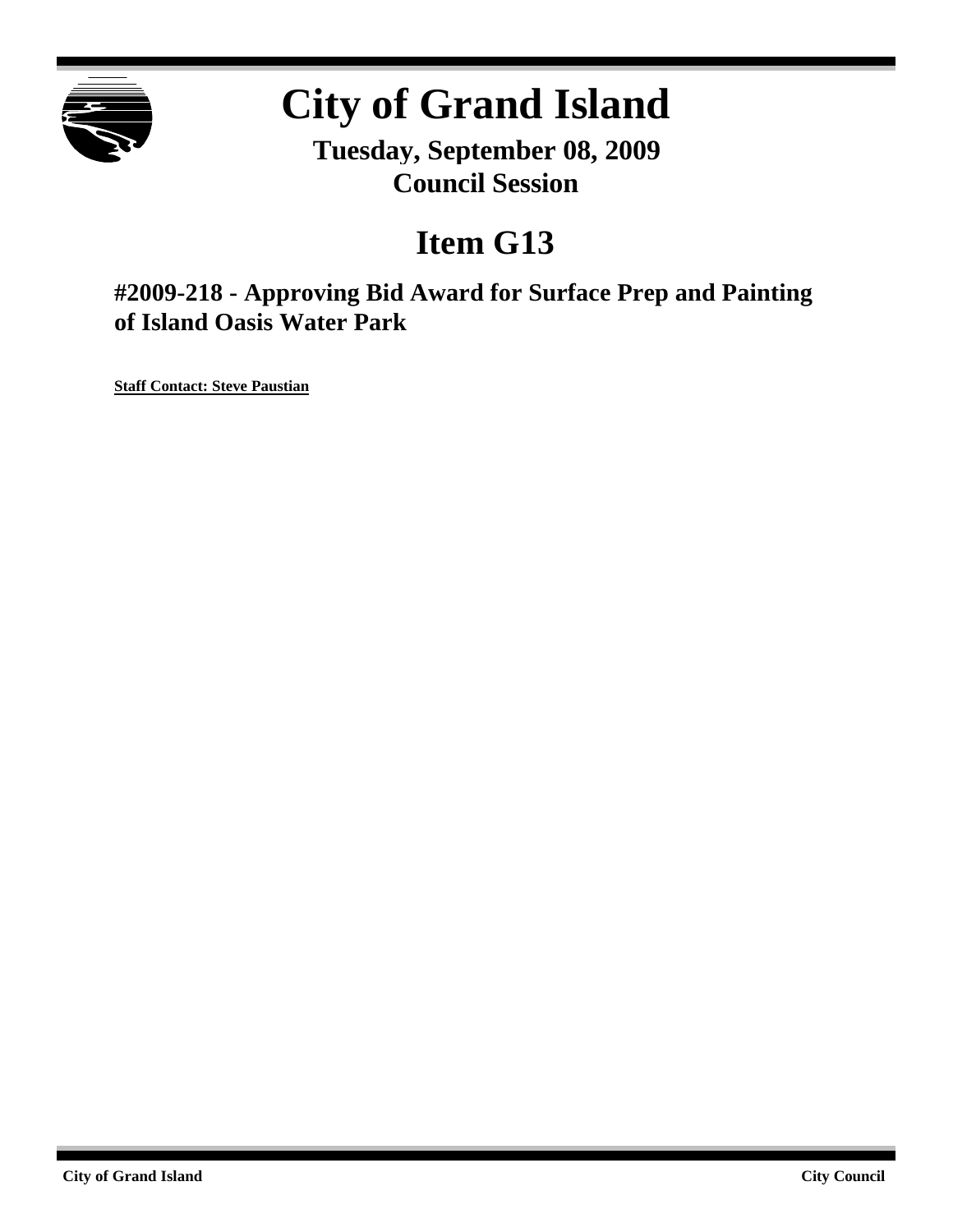# City of Grand Island

**Tuesday, September 08, 2009**
**Council Session**

## Item G13

### #2009-218 - Approving Bid Award for Surface Prep and Painting of Island Oasis Water Park

**Staff Contact: Steve Paustian**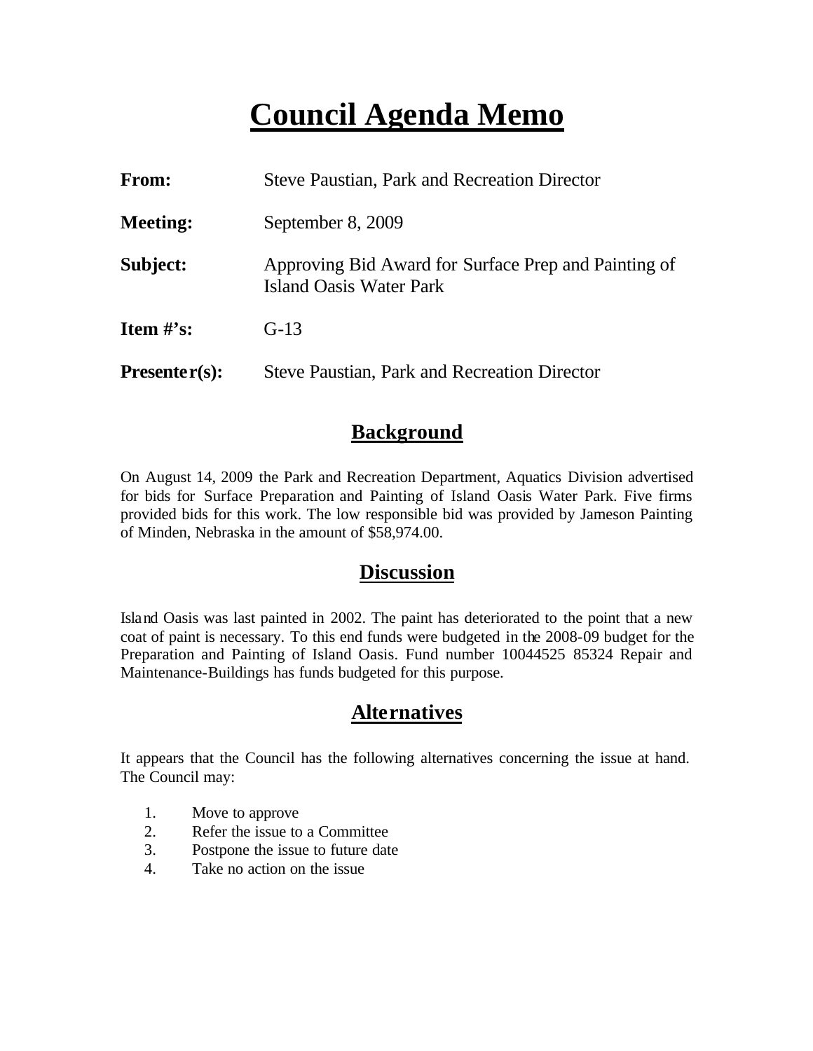# Council Agenda Memo

**From:** Steve Paustian, Park and Recreation Director

**Meeting:** September 8, 2009

**Subject:** Approving Bid Award for Surface Prep and Painting of Island Oasis Water Park

**Item #'s:** G-13

**Presenter(s):** Steve Paustian, Park and Recreation Director

## Background

On August 14, 2009 the Park and Recreation Department, Aquatics Division advertised for bids for Surface Preparation and Painting of Island Oasis Water Park. Five firms provided bids for this work. The low responsible bid was provided by Jameson Painting of Minden, Nebraska in the amount of $58,974.00.

## Discussion

Island Oasis was last painted in 2002. The paint has deteriorated to the point that a new coat of paint is necessary. To this end funds were budgeted in the 2008-09 budget for the Preparation and Painting of Island Oasis. Fund number 10044525 85324 Repair and Maintenance-Buildings has funds budgeted for this purpose.

## Alternatives

It appears that the Council has the following alternatives concerning the issue at hand. The Council may:

1. Move to approve
2. Refer the issue to a Committee
3. Postpone the issue to future date
4. Take no action on the issue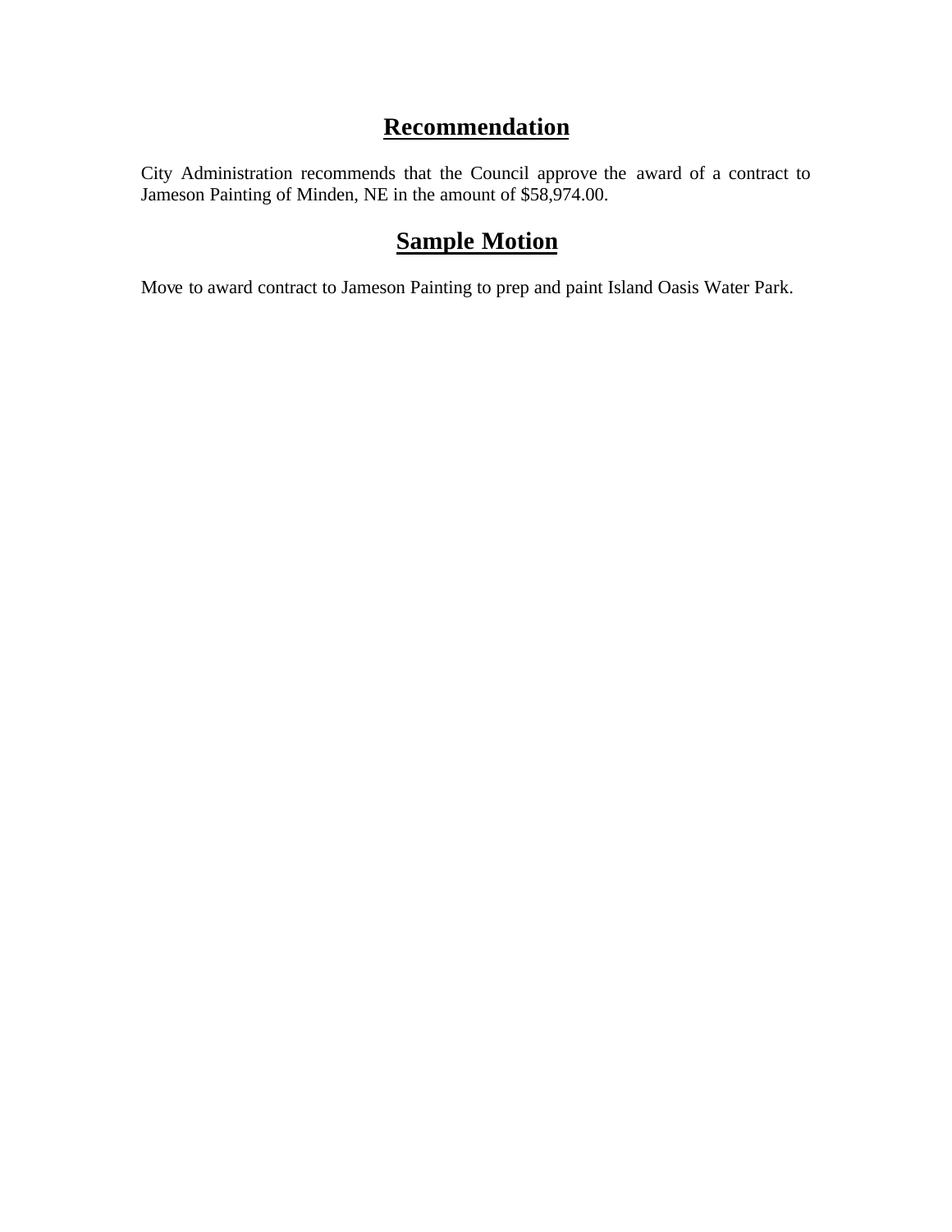## Recommendation

City Administration recommends that the Council approve the award of a contract to Jameson Painting of Minden, NE in the amount of $58,974.00.

## Sample Motion

Move to award contract to Jameson Painting to prep and paint Island Oasis Water Park.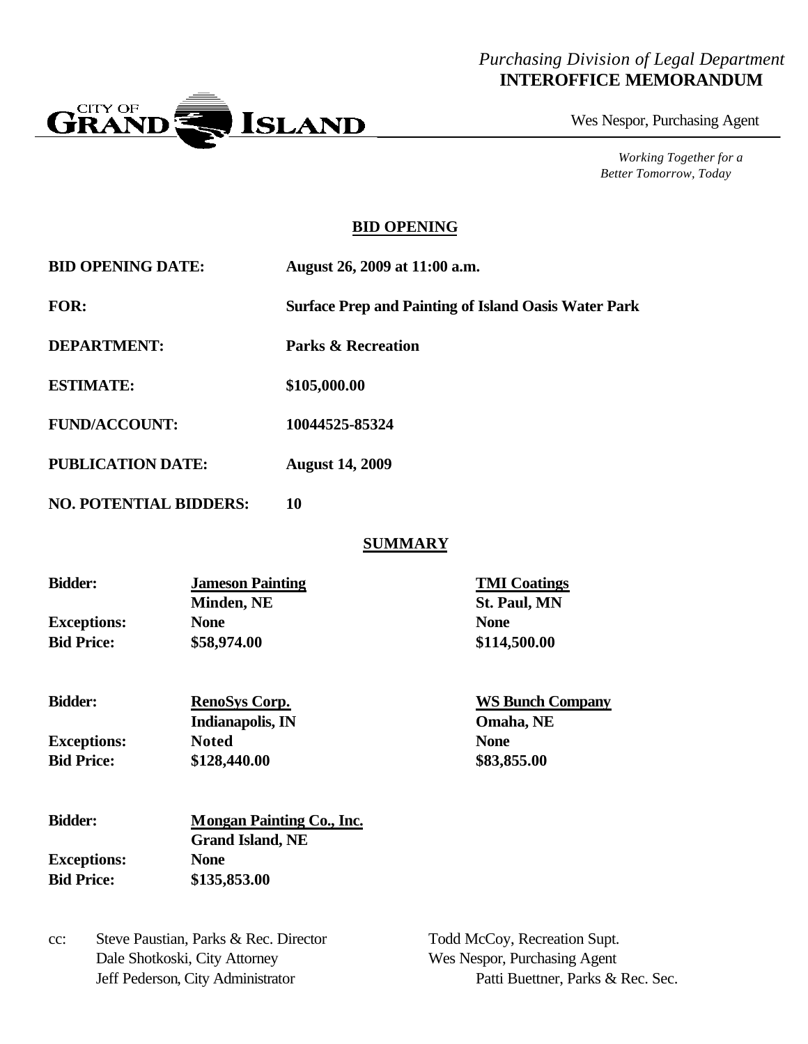*Purchasing Division of Legal Department*
**INTEROFFICE MEMORANDUM**

CITY OF GRAND ISLAND

Wes Nespor, Purchasing Agent

*Working Together for a Better Tomorrow, Today*

## BID OPENING

**BID OPENING DATE:** **August 26, 2009 at 11:00 a.m.**

**FOR:** **Surface Prep and Painting of Island Oasis Water Park**

**DEPARTMENT:** **Parks & Recreation**

**ESTIMATE:** **$105,000.00**

**FUND/ACCOUNT:** **10044525-85324**

**PUBLICATION DATE:** **August 14, 2009**

**NO. POTENTIAL BIDDERS:** **10**

## SUMMARY

| | | |
|---|---|---|
| **Bidder:** | **Jameson Painting** | **TMI Coatings** |
| | **Minden, NE** | **St. Paul, MN** |
| **Exceptions:** | **None** | **None** |
| **Bid Price:** | **$58,974.00** | **$114,500.00** |
| **Bidder:** | **RenoSys Corp.** | **WS Bunch Company** |
| | **Indianapolis, IN** | **Omaha, NE** |
| **Exceptions:** | **Noted** | **None** |
| **Bid Price:** | **$128,440.00** | **$83,855.00** |
| **Bidder:** | **Mongan Painting Co., Inc.** | |
| | **Grand Island, NE** | |
| **Exceptions:** | **None** | |
| **Bid Price:** | **$135,853.00** | |

cc: Steve Paustian, Parks & Rec. Director
Dale Shotkoski, City Attorney
Jeff Pederson, City Administrator
Todd McCoy, Recreation Supt.
Wes Nespor, Purchasing Agent
Patti Buettner, Parks & Rec. Sec.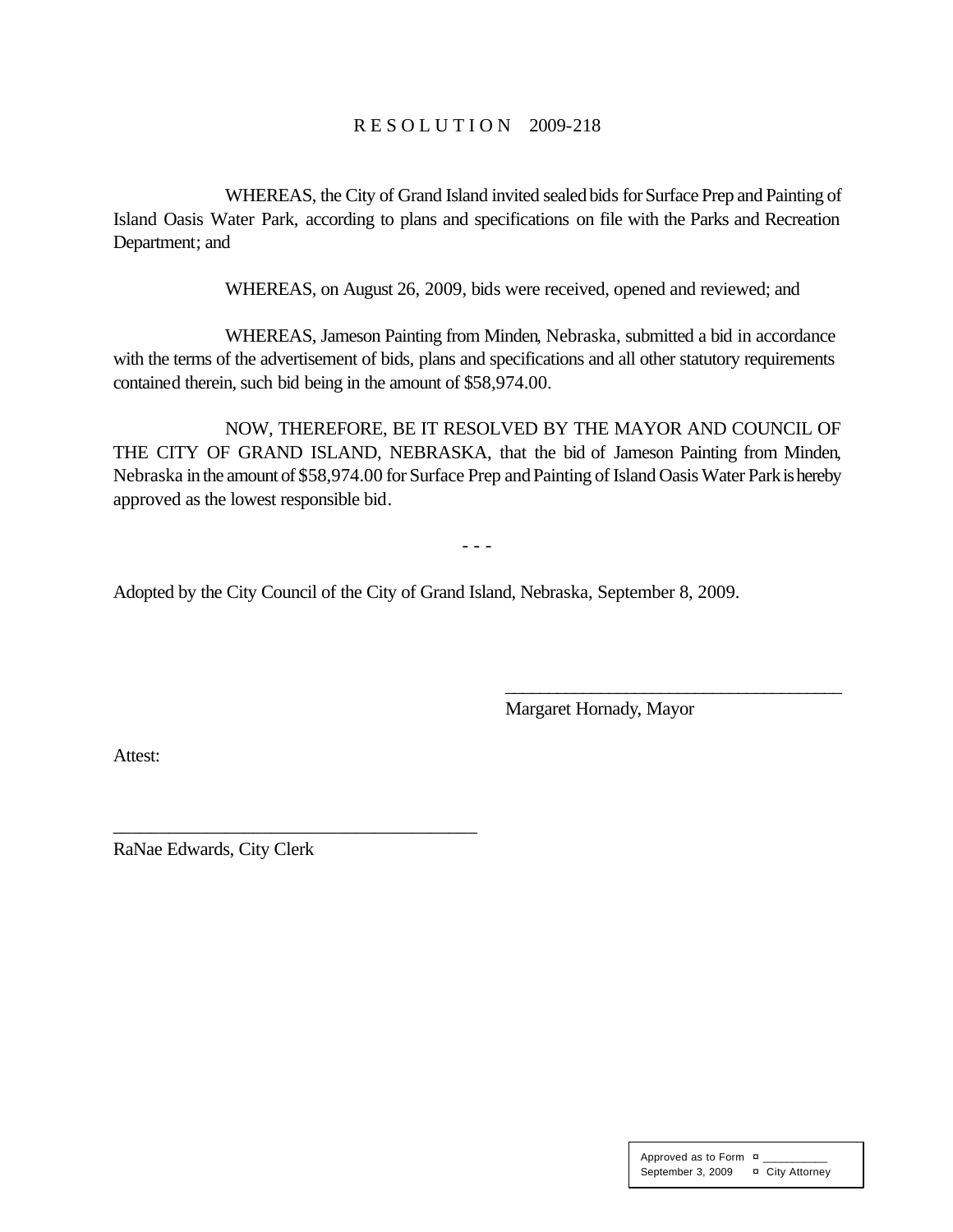# R E S O L U T I O N 2009-218

WHEREAS, the City of Grand Island invited sealed bids for Surface Prep and Painting of Island Oasis Water Park, according to plans and specifications on file with the Parks and Recreation Department; and

WHEREAS, on August 26, 2009, bids were received, opened and reviewed; and

WHEREAS, Jameson Painting from Minden, Nebraska, submitted a bid in accordance with the terms of the advertisement of bids, plans and specifications and all other statutory requirements contained therein, such bid being in the amount of $58,974.00.

NOW, THEREFORE, BE IT RESOLVED BY THE MAYOR AND COUNCIL OF THE CITY OF GRAND ISLAND, NEBRASKA, that the bid of Jameson Painting from Minden, Nebraska in the amount of $58,974.00 for Surface Prep and Painting of Island Oasis Water Park is hereby approved as the lowest responsible bid.

- - -

Adopted by the City Council of the City of Grand Island, Nebraska, September 8, 2009.

\_\_\_\_\_\_\_\_\_\_\_\_\_\_\_\_\_\_\_\_\_\_\_\_\_\_\_\_\_\_\_\_\_\_\_\_\_\_\_
Margaret Hornady, Mayor

Attest:

\_\_\_\_\_\_\_\_\_\_\_\_\_\_\_\_\_\_\_\_\_\_\_\_\_\_\_\_\_\_\_\_\_\_\_\_\_\_\_\_\_\_\_
RaNae Edwards, City Clerk

| | |
|---|---|
| Approved as to Form ¤ | \_\_\_\_\_\_\_\_\_\_\_ |
| September 3, 2009 | ¤ City Attorney |